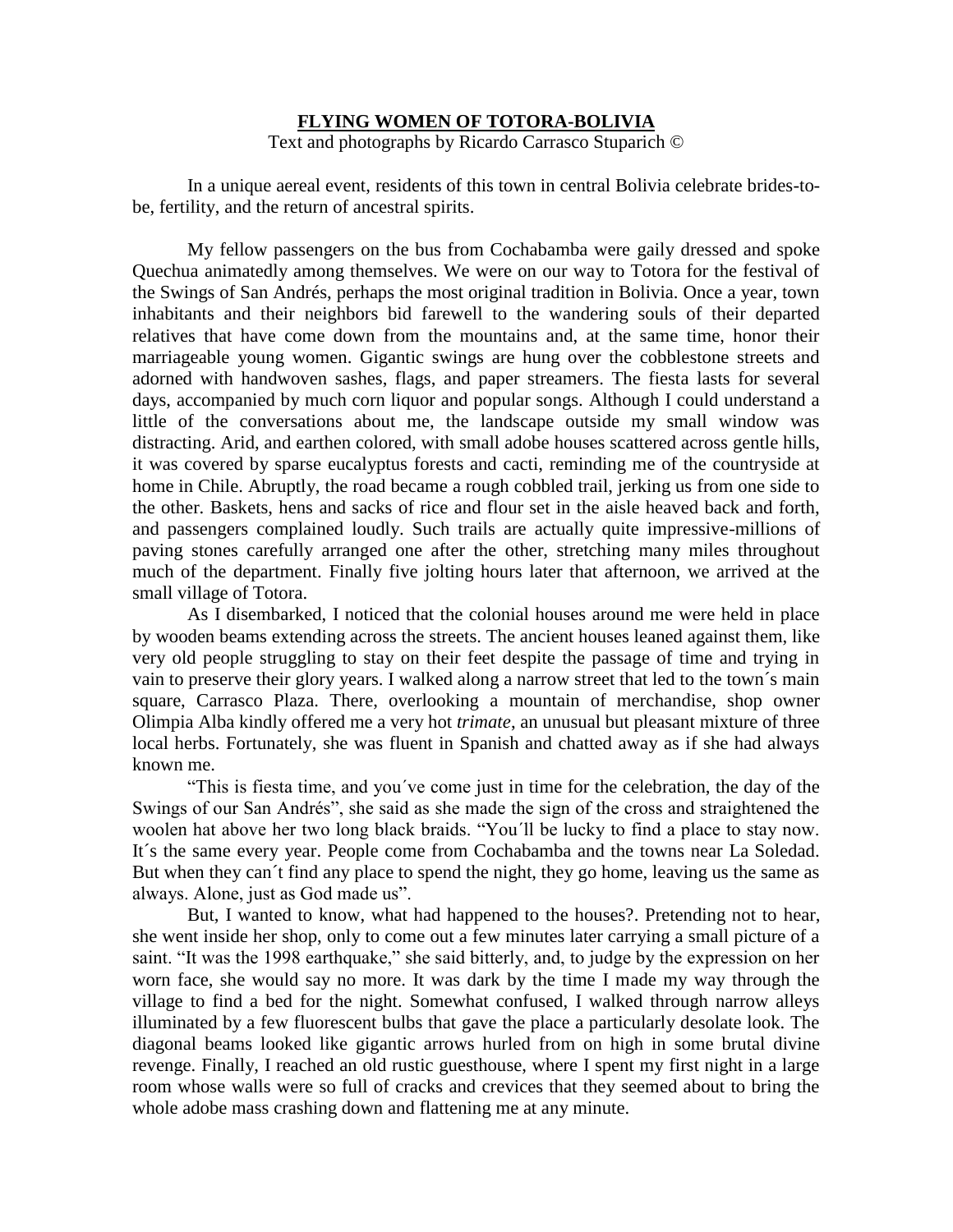# FLYING WOMEN OF TOTORA-BOLIVIA

Text and photographs by Ricardo Carrasco Stuparich ©

In a unique aereal event, residents of this town in central Bolivia celebrate brides-to-be, fertility, and the return of ancestral spirits.

My fellow passengers on the bus from Cochabamba were gaily dressed and spoke Quechua animatedly among themselves. We were on our way to Totora for the festival of the Swings of San Andrés, perhaps the most original tradition in Bolivia. Once a year, town inhabitants and their neighbors bid farewell to the wandering souls of their departed relatives that have come down from the mountains and, at the same time, honor their marriageable young women. Gigantic swings are hung over the cobblestone streets and adorned with handwoven sashes, flags, and paper streamers. The fiesta lasts for several days, accompanied by much corn liquor and popular songs. Although I could understand a little of the conversations about me, the landscape outside my small window was distracting. Arid, and earthen colored, with small adobe houses scattered across gentle hills, it was covered by sparse eucalyptus forests and cacti, reminding me of the countryside at home in Chile. Abruptly, the road became a rough cobbled trail, jerking us from one side to the other. Baskets, hens and sacks of rice and flour set in the aisle heaved back and forth, and passengers complained loudly. Such trails are actually quite impressive-millions of paving stones carefully arranged one after the other, stretching many miles throughout much of the department. Finally five jolting hours later that afternoon, we arrived at the small village of Totora.

As I disembarked, I noticed that the colonial houses around me were held in place by wooden beams extending across the streets. The ancient houses leaned against them, like very old people struggling to stay on their feet despite the passage of time and trying in vain to preserve their glory years. I walked along a narrow street that led to the town´s main square, Carrasco Plaza. There, overlooking a mountain of merchandise, shop owner Olimpia Alba kindly offered me a very hot *trimate*, an unusual but pleasant mixture of three local herbs. Fortunately, she was fluent in Spanish and chatted away as if she had always known me.

"This is fiesta time, and you´ve come just in time for the celebration, the day of the Swings of our San Andrés", she said as she made the sign of the cross and straightened the woolen hat above her two long black braids. "You´ll be lucky to find a place to stay now. It´s the same every year. People come from Cochabamba and the towns near La Soledad. But when they can´t find any place to spend the night, they go home, leaving us the same as always. Alone, just as God made us".

But, I wanted to know, what had happened to the houses?. Pretending not to hear, she went inside her shop, only to come out a few minutes later carrying a small picture of a saint. "It was the 1998 earthquake," she said bitterly, and, to judge by the expression on her worn face, she would say no more. It was dark by the time I made my way through the village to find a bed for the night. Somewhat confused, I walked through narrow alleys illuminated by a few fluorescent bulbs that gave the place a particularly desolate look. The diagonal beams looked like gigantic arrows hurled from on high in some brutal divine revenge. Finally, I reached an old rustic guesthouse, where I spent my first night in a large room whose walls were so full of cracks and crevices that they seemed about to bring the whole adobe mass crashing down and flattening me at any minute.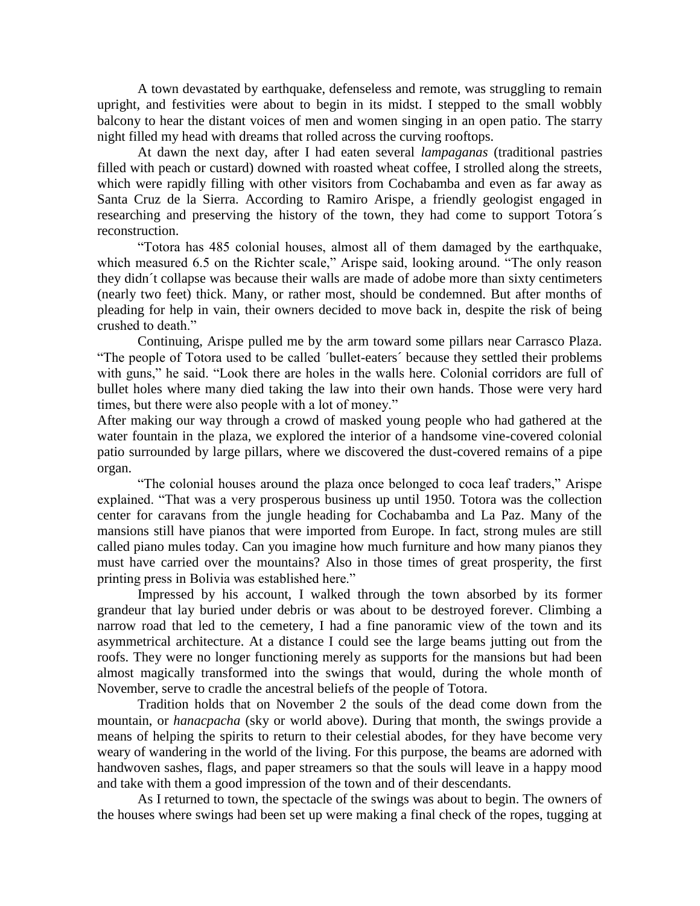A town devastated by earthquake, defenseless and remote, was struggling to remain upright, and festivities were about to begin in its midst. I stepped to the small wobbly balcony to hear the distant voices of men and women singing in an open patio. The starry night filled my head with dreams that rolled across the curving rooftops.

At dawn the next day, after I had eaten several *lampaganas* (traditional pastries filled with peach or custard) downed with roasted wheat coffee, I strolled along the streets, which were rapidly filling with other visitors from Cochabamba and even as far away as Santa Cruz de la Sierra. According to Ramiro Arispe, a friendly geologist engaged in researching and preserving the history of the town, they had come to support Totora´s reconstruction.

"Totora has 485 colonial houses, almost all of them damaged by the earthquake, which measured 6.5 on the Richter scale," Arispe said, looking around. "The only reason they didn´t collapse was because their walls are made of adobe more than sixty centimeters (nearly two feet) thick. Many, or rather most, should be condemned. But after months of pleading for help in vain, their owners decided to move back in, despite the risk of being crushed to death."

Continuing, Arispe pulled me by the arm toward some pillars near Carrasco Plaza. "The people of Totora used to be called ´bullet-eaters´ because they settled their problems with guns," he said. "Look there are holes in the walls here. Colonial corridors are full of bullet holes where many died taking the law into their own hands. Those were very hard times, but there were also people with a lot of money."

After making our way through a crowd of masked young people who had gathered at the water fountain in the plaza, we explored the interior of a handsome vine-covered colonial patio surrounded by large pillars, where we discovered the dust-covered remains of a pipe organ.

"The colonial houses around the plaza once belonged to coca leaf traders," Arispe explained. "That was a very prosperous business up until 1950. Totora was the collection center for caravans from the jungle heading for Cochabamba and La Paz. Many of the mansions still have pianos that were imported from Europe. In fact, strong mules are still called piano mules today. Can you imagine how much furniture and how many pianos they must have carried over the mountains? Also in those times of great prosperity, the first printing press in Bolivia was established here."

Impressed by his account, I walked through the town absorbed by its former grandeur that lay buried under debris or was about to be destroyed forever. Climbing a narrow road that led to the cemetery, I had a fine panoramic view of the town and its asymmetrical architecture. At a distance I could see the large beams jutting out from the roofs. They were no longer functioning merely as supports for the mansions but had been almost magically transformed into the swings that would, during the whole month of November, serve to cradle the ancestral beliefs of the people of Totora.

Tradition holds that on November 2 the souls of the dead come down from the mountain, or *hanacpacha* (sky or world above). During that month, the swings provide a means of helping the spirits to return to their celestial abodes, for they have become very weary of wandering in the world of the living. For this purpose, the beams are adorned with handwoven sashes, flags, and paper streamers so that the souls will leave in a happy mood and take with them a good impression of the town and of their descendants.

As I returned to town, the spectacle of the swings was about to begin. The owners of the houses where swings had been set up were making a final check of the ropes, tugging at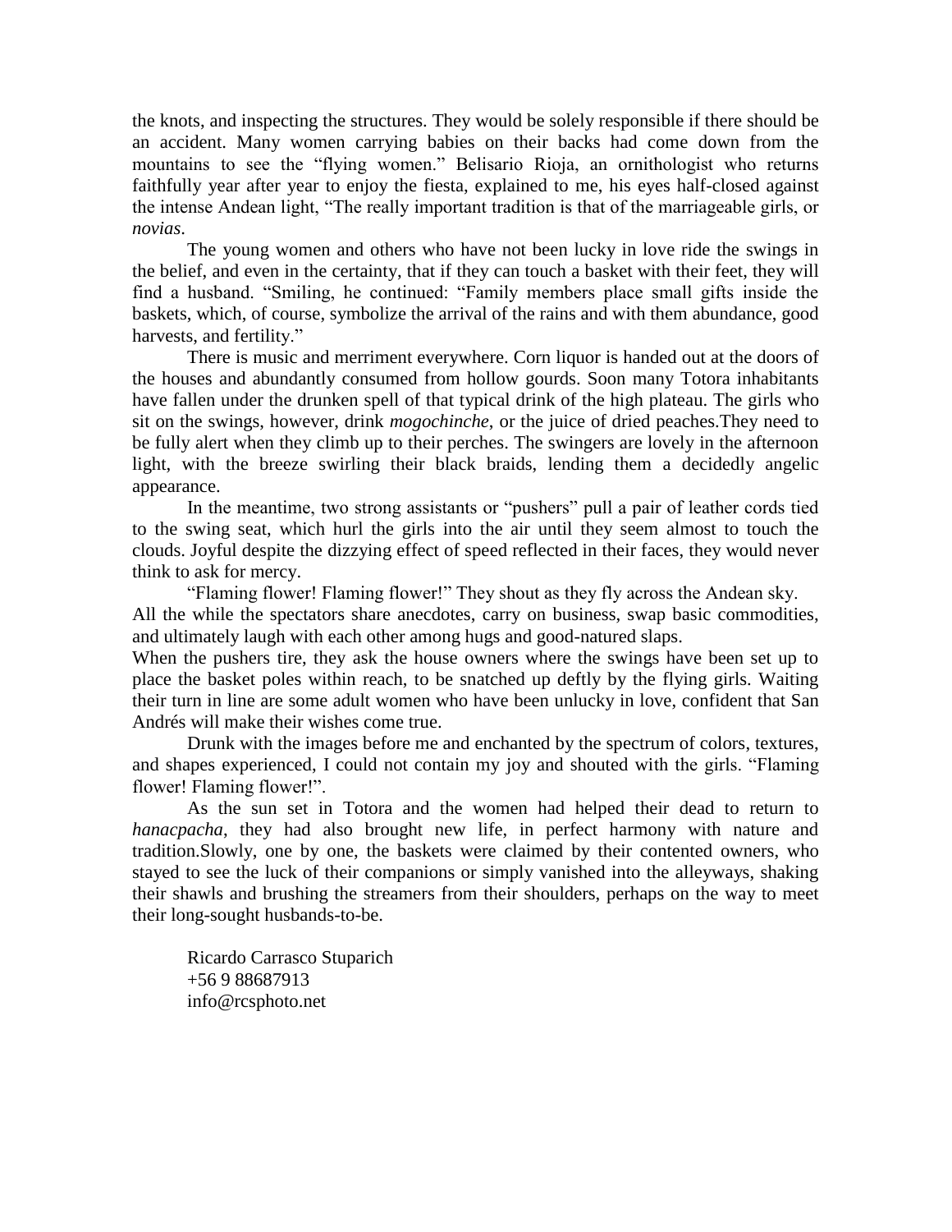the knots, and inspecting the structures. They would be solely responsible if there should be an accident. Many women carrying babies on their backs had come down from the mountains to see the “flying women.” Belisario Rioja, an ornithologist who returns faithfully year after year to enjoy the fiesta, explained to me, his eyes half-closed against the intense Andean light, “The really important tradition is that of the marriageable girls, or *novias*.

The young women and others who have not been lucky in love ride the swings in the belief, and even in the certainty, that if they can touch a basket with their feet, they will find a husband. “Smiling, he continued: “Family members place small gifts inside the baskets, which, of course, symbolize the arrival of the rains and with them abundance, good harvests, and fertility.”

There is music and merriment everywhere. Corn liquor is handed out at the doors of the houses and abundantly consumed from hollow gourds. Soon many Totora inhabitants have fallen under the drunken spell of that typical drink of the high plateau. The girls who sit on the swings, however, drink *mogochinche*, or the juice of dried peaches.They need to be fully alert when they climb up to their perches. The swingers are lovely in the afternoon light, with the breeze swirling their black braids, lending them a decidedly angelic appearance.

In the meantime, two strong assistants or “pushers” pull a pair of leather cords tied to the swing seat, which hurl the girls into the air until they seem almost to touch the clouds. Joyful despite the dizzying effect of speed reflected in their faces, they would never think to ask for mercy.

“Flaming flower! Flaming flower!” They shout as they fly across the Andean sky.

All the while the spectators share anecdotes, carry on business, swap basic commodities, and ultimately laugh with each other among hugs and good-natured slaps.

When the pushers tire, they ask the house owners where the swings have been set up to place the basket poles within reach, to be snatched up deftly by the flying girls. Waiting their turn in line are some adult women who have been unlucky in love, confident that San Andrés will make their wishes come true.

Drunk with the images before me and enchanted by the spectrum of colors, textures, and shapes experienced, I could not contain my joy and shouted with the girls. “Flaming flower! Flaming flower!”.

As the sun set in Totora and the women had helped their dead to return to *hanacpacha*, they had also brought new life, in perfect harmony with nature and tradition.Slowly, one by one, the baskets were claimed by their contented owners, who stayed to see the luck of their companions or simply vanished into the alleyways, shaking their shawls and brushing the streamers from their shoulders, perhaps on the way to meet their long-sought husbands-to-be.

Ricardo Carrasco Stuparich
+56 9 88687913
info@rcsphoto.net